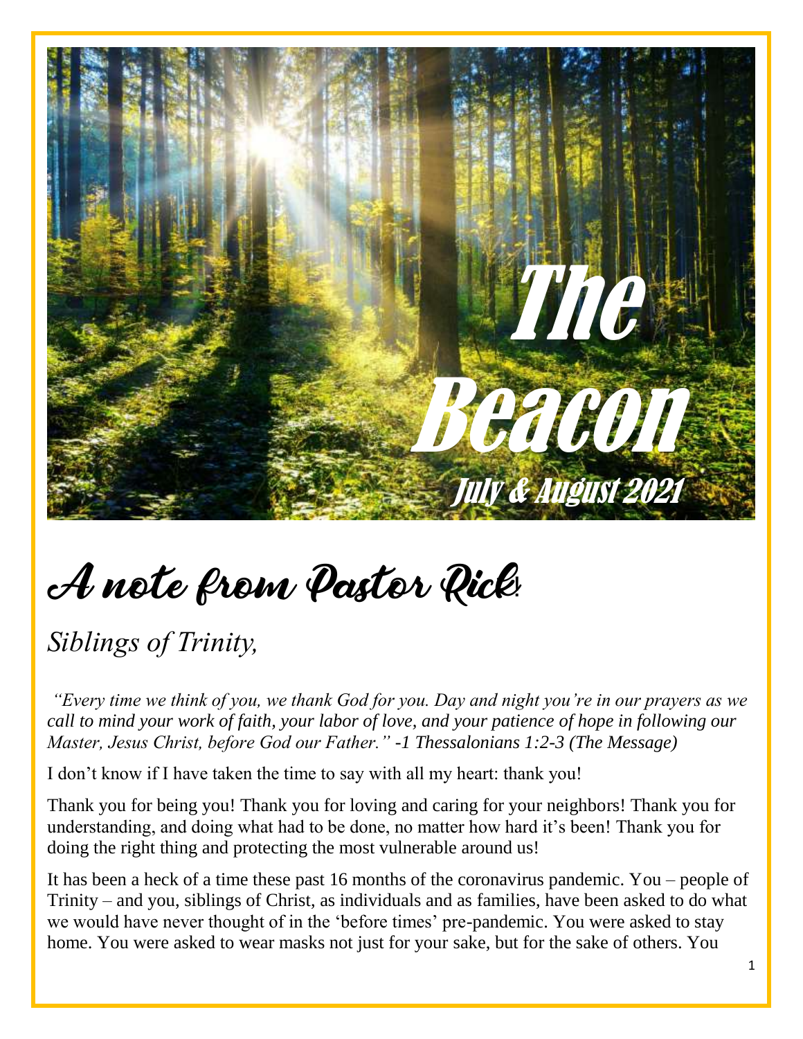# The Beacon

## July & August 2021

# A note from Pastor Rick:

*Siblings of Trinity,*

*"Every time we think of you, we thank God for you. Day and night you're in our prayers as we call to mind your work of faith, your labor of love, and your patience of hope in following our Master, Jesus Christ, before God our Father." -1 Thessalonians 1:2-3 (The Message)*

I don't know if I have taken the time to say with all my heart: thank you!

Thank you for being you! Thank you for loving and caring for your neighbors! Thank you for understanding, and doing what had to be done, no matter how hard it's been! Thank you for doing the right thing and protecting the most vulnerable around us!

It has been a heck of a time these past 16 months of the coronavirus pandemic. You – people of Trinity – and you, siblings of Christ, as individuals and as families, have been asked to do what we would have never thought of in the 'before times' pre-pandemic. You were asked to stay home. You were asked to wear masks not just for your sake, but for the sake of others. You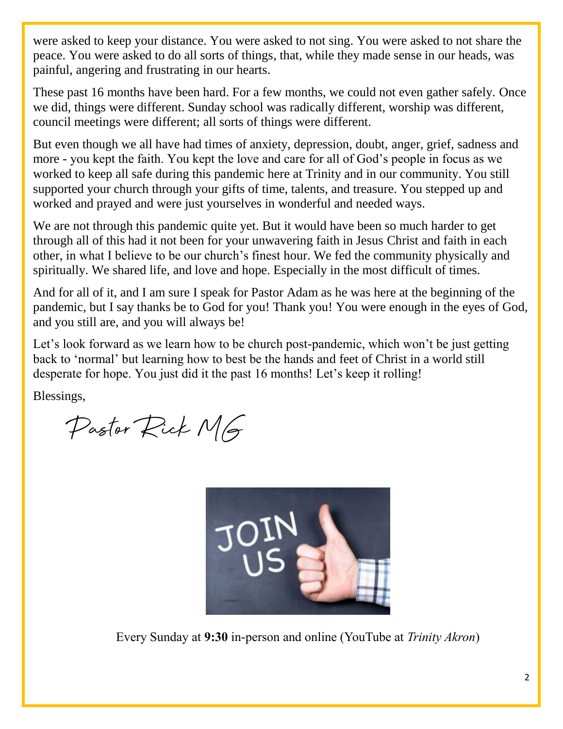were asked to keep your distance. You were asked to not sing. You were asked to not share the peace. You were asked to do all sorts of things, that, while they made sense in our heads, was painful, angering and frustrating in our hearts.

These past 16 months have been hard. For a few months, we could not even gather safely. Once we did, things were different. Sunday school was radically different, worship was different, council meetings were different; all sorts of things were different.

But even though we all have had times of anxiety, depression, doubt, anger, grief, sadness and more - you kept the faith. You kept the love and care for all of God's people in focus as we worked to keep all safe during this pandemic here at Trinity and in our community. You still supported your church through your gifts of time, talents, and treasure. You stepped up and worked and prayed and were just yourselves in wonderful and needed ways.

We are not through this pandemic quite yet. But it would have been so much harder to get through all of this had it not been for your unwavering faith in Jesus Christ and faith in each other, in what I believe to be our church's finest hour. We fed the community physically and spiritually. We shared life, and love and hope. Especially in the most difficult of times.

And for all of it, and I am sure I speak for Pastor Adam as he was here at the beginning of the pandemic, but I say thanks be to God for you! Thank you! You were enough in the eyes of God, and you still are, and you will always be!

Let's look forward as we learn how to be church post-pandemic, which won't be just getting back to 'normal' but learning how to best be the hands and feet of Christ in a world still desperate for hope. You just did it the past 16 months! Let's keep it rolling!

Blessings,

Pastor Rick MG

JOIN US

Every Sunday at **9:30** in-person and online (YouTube at *Trinity Akron*)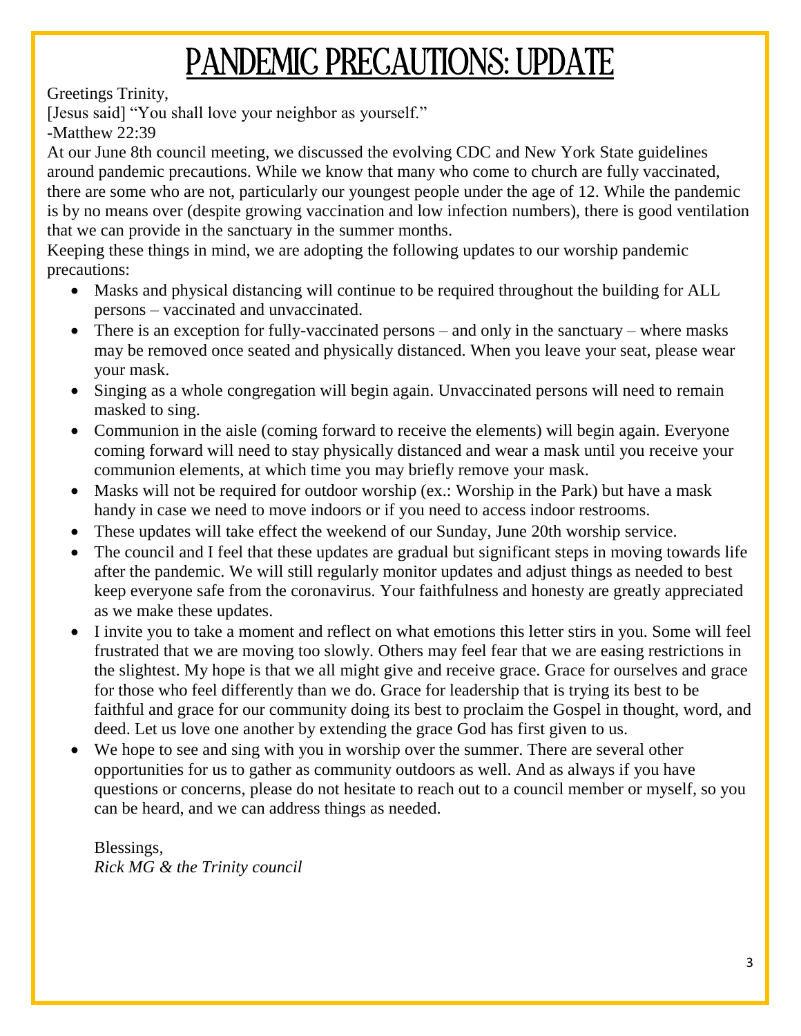# PANDEMIC PRECAUTIONS: UPDATE

Greetings Trinity,

[Jesus said] "You shall love your neighbor as yourself."
-Matthew 22:39

At our June 8th council meeting, we discussed the evolving CDC and New York State guidelines around pandemic precautions. While we know that many who come to church are fully vaccinated, there are some who are not, particularly our youngest people under the age of 12. While the pandemic is by no means over (despite growing vaccination and low infection numbers), there is good ventilation that we can provide in the sanctuary in the summer months.

Keeping these things in mind, we are adopting the following updates to our worship pandemic precautions:

- Masks and physical distancing will continue to be required throughout the building for ALL persons – vaccinated and unvaccinated.
- There is an exception for fully-vaccinated persons – and only in the sanctuary – where masks may be removed once seated and physically distanced. When you leave your seat, please wear your mask.
- Singing as a whole congregation will begin again. Unvaccinated persons will need to remain masked to sing.
- Communion in the aisle (coming forward to receive the elements) will begin again. Everyone coming forward will need to stay physically distanced and wear a mask until you receive your communion elements, at which time you may briefly remove your mask.
- Masks will not be required for outdoor worship (ex.: Worship in the Park) but have a mask handy in case we need to move indoors or if you need to access indoor restrooms.
- These updates will take effect the weekend of our Sunday, June 20th worship service.
- The council and I feel that these updates are gradual but significant steps in moving towards life after the pandemic. We will still regularly monitor updates and adjust things as needed to best keep everyone safe from the coronavirus. Your faithfulness and honesty are greatly appreciated as we make these updates.
- I invite you to take a moment and reflect on what emotions this letter stirs in you. Some will feel frustrated that we are moving too slowly. Others may feel fear that we are easing restrictions in the slightest. My hope is that we all might give and receive grace. Grace for ourselves and grace for those who feel differently than we do. Grace for leadership that is trying its best to be faithful and grace for our community doing its best to proclaim the Gospel in thought, word, and deed. Let us love one another by extending the grace God has first given to us.
- We hope to see and sing with you in worship over the summer. There are several other opportunities for us to gather as community outdoors as well. And as always if you have questions or concerns, please do not hesitate to reach out to a council member or myself, so you can be heard, and we can address things as needed.

Blessings,
*Rick MG & the Trinity council*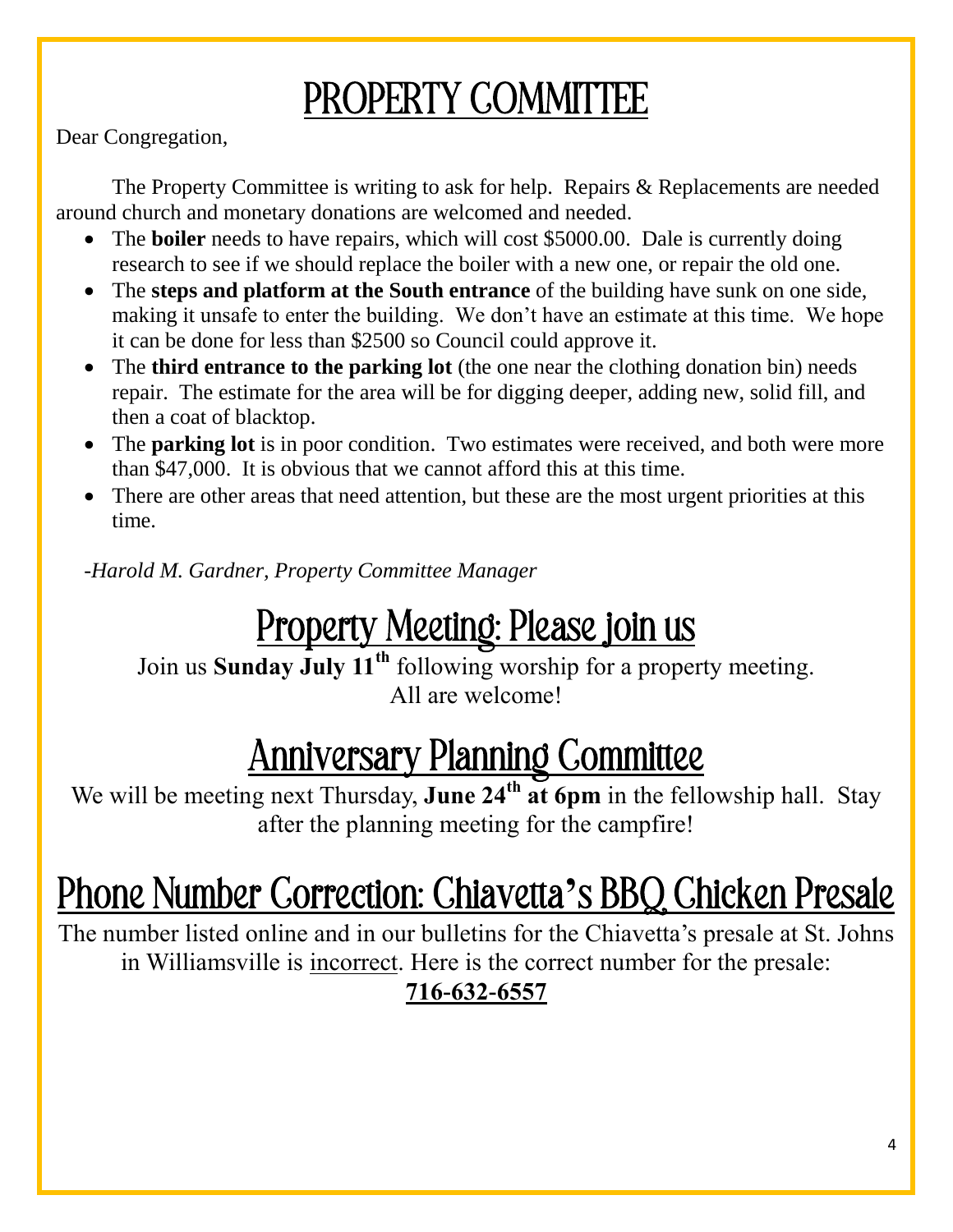# PROPERTY COMMITTEE

Dear Congregation,

The Property Committee is writing to ask for help. Repairs & Replacements are needed around church and monetary donations are welcomed and needed.

- The **boiler** needs to have repairs, which will cost $5000.00. Dale is currently doing research to see if we should replace the boiler with a new one, or repair the old one.
- The **steps and platform at the South entrance** of the building have sunk on one side, making it unsafe to enter the building. We don't have an estimate at this time. We hope it can be done for less than $2500 so Council could approve it.
- The **third entrance to the parking lot** (the one near the clothing donation bin) needs repair. The estimate for the area will be for digging deeper, adding new, solid fill, and then a coat of blacktop.
- The **parking lot** is in poor condition. Two estimates were received, and both were more than $47,000. It is obvious that we cannot afford this at this time.
- There are other areas that need attention, but these are the most urgent priorities at this time.

*-Harold M. Gardner, Property Committee Manager*

# Property Meeting: Please join us

Join us **Sunday July 11th** following worship for a property meeting. All are welcome!

# Anniversary Planning Committee

We will be meeting next Thursday, **June 24th at 6pm** in the fellowship hall. Stay after the planning meeting for the campfire!

# Phone Number Correction: Chiavetta's BBQ Chicken Presale

The number listed online and in our bulletins for the Chiavetta's presale at St. Johns in Williamsville is incorrect. Here is the correct number for the presale:

**716-632-6557**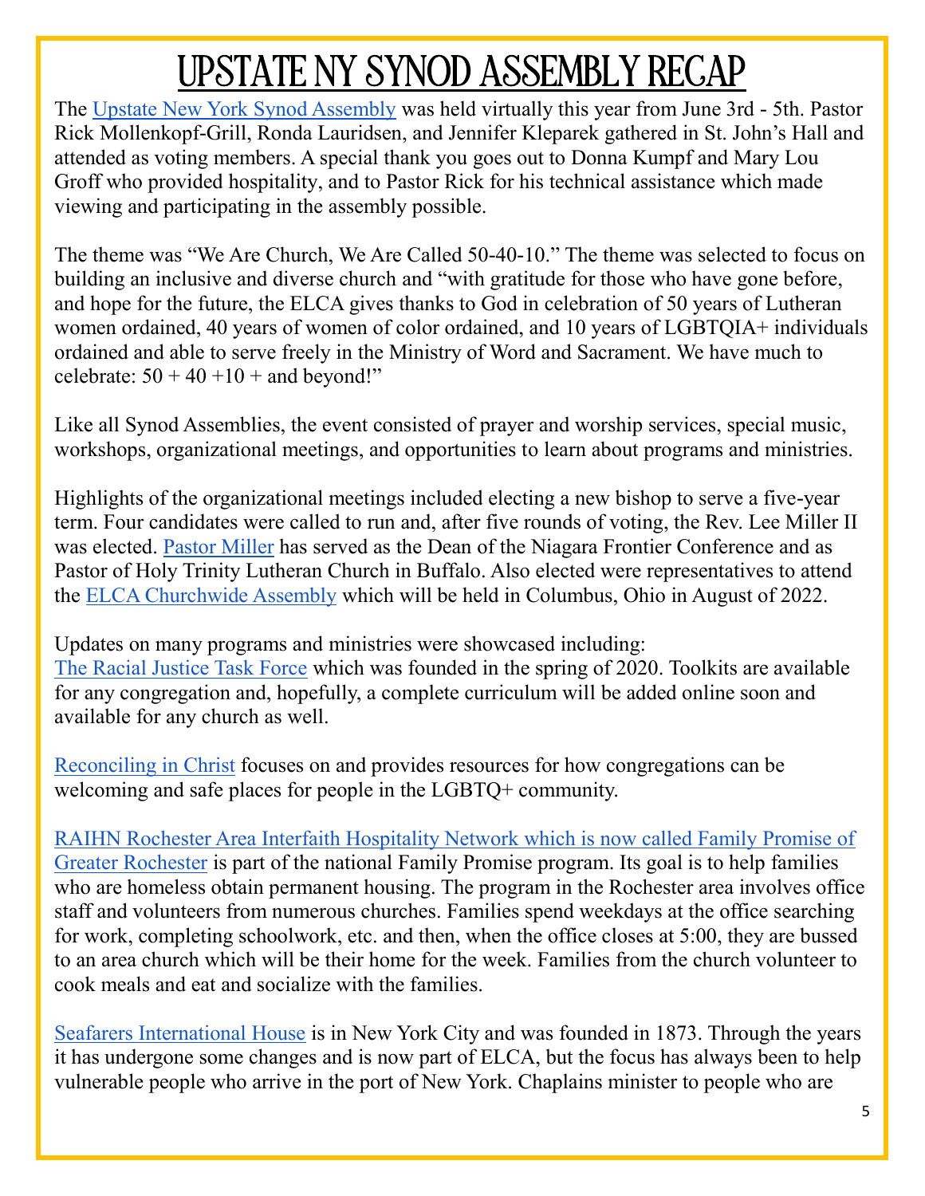# UPSTATE NY SYNOD ASSEMBLY RECAP

The Upstate New York Synod Assembly was held virtually this year from June 3rd - 5th. Pastor Rick Mollenkopf-Grill, Ronda Lauridsen, and Jennifer Kleparek gathered in St. John's Hall and attended as voting members. A special thank you goes out to Donna Kumpf and Mary Lou Groff who provided hospitality, and to Pastor Rick for his technical assistance which made viewing and participating in the assembly possible.

The theme was "We Are Church, We Are Called 50-40-10." The theme was selected to focus on building an inclusive and diverse church and "with gratitude for those who have gone before, and hope for the future, the ELCA gives thanks to God in celebration of 50 years of Lutheran women ordained, 40 years of women of color ordained, and 10 years of LGBTQIA+ individuals ordained and able to serve freely in the Ministry of Word and Sacrament. We have much to celebrate: 50 + 40 +10 + and beyond!"

Like all Synod Assemblies, the event consisted of prayer and worship services, special music, workshops, organizational meetings, and opportunities to learn about programs and ministries.

Highlights of the organizational meetings included electing a new bishop to serve a five-year term. Four candidates were called to run and, after five rounds of voting, the Rev. Lee Miller II was elected. Pastor Miller has served as the Dean of the Niagara Frontier Conference and as Pastor of Holy Trinity Lutheran Church in Buffalo. Also elected were representatives to attend the ELCA Churchwide Assembly which will be held in Columbus, Ohio in August of 2022.

Updates on many programs and ministries were showcased including:
The Racial Justice Task Force which was founded in the spring of 2020. Toolkits are available for any congregation and, hopefully, a complete curriculum will be added online soon and available for any church as well.

Reconciling in Christ focuses on and provides resources for how congregations can be welcoming and safe places for people in the LGBTQ+ community.

RAIHN Rochester Area Interfaith Hospitality Network which is now called Family Promise of Greater Rochester is part of the national Family Promise program. Its goal is to help families who are homeless obtain permanent housing. The program in the Rochester area involves office staff and volunteers from numerous churches. Families spend weekdays at the office searching for work, completing schoolwork, etc. and then, when the office closes at 5:00, they are bussed to an area church which will be their home for the week. Families from the church volunteer to cook meals and eat and socialize with the families.

Seafarers International House is in New York City and was founded in 1873. Through the years it has undergone some changes and is now part of ELCA, but the focus has always been to help vulnerable people who arrive in the port of New York. Chaplains minister to people who are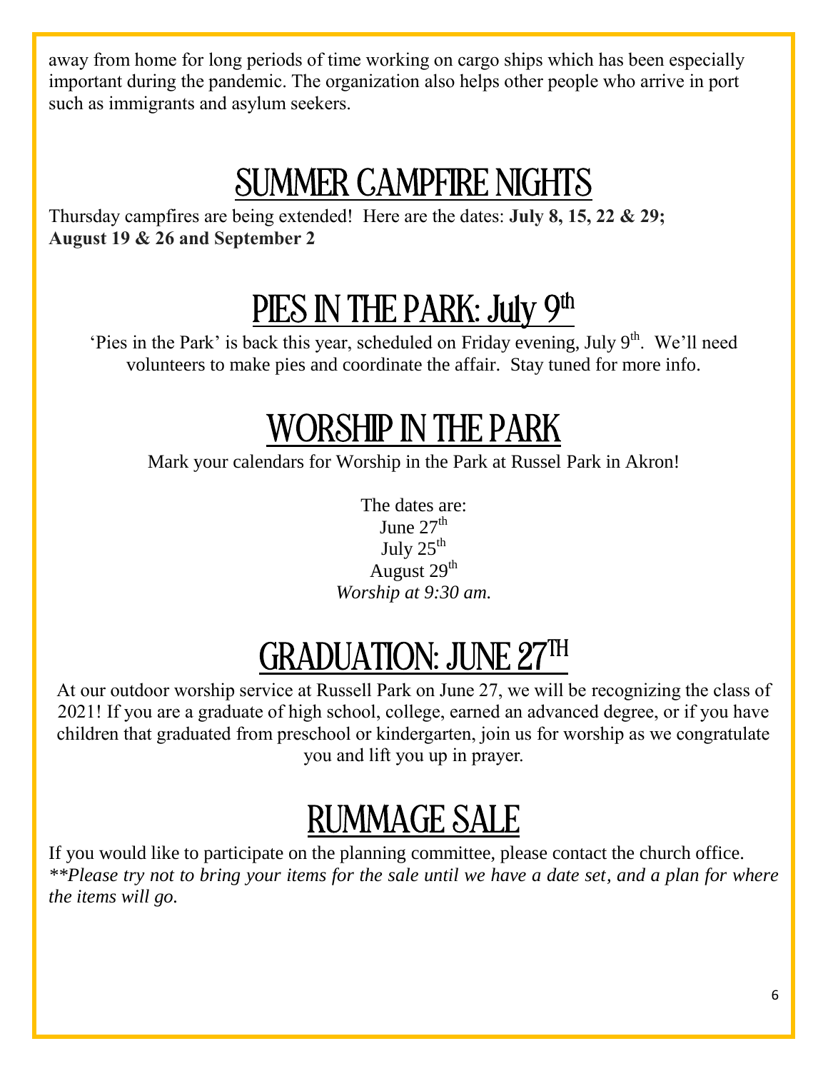away from home for long periods of time working on cargo ships which has been especially important during the pandemic. The organization also helps other people who arrive in port such as immigrants and asylum seekers.

## SUMMER CAMPFIRE NIGHTS

Thursday campfires are being extended! Here are the dates: **July 8, 15, 22 & 29; August 19 & 26 and September 2**

## PIES IN THE PARK: July 9th

'Pies in the Park' is back this year, scheduled on Friday evening, July 9th. We'll need volunteers to make pies and coordinate the affair. Stay tuned for more info.

## WORSHIP IN THE PARK

Mark your calendars for Worship in the Park at Russel Park in Akron!

The dates are:
June 27th
July 25th
August 29th
*Worship at 9:30 am.*

## GRADUATION: JUNE 27TH

At our outdoor worship service at Russell Park on June 27, we will be recognizing the class of 2021! If you are a graduate of high school, college, earned an advanced degree, or if you have children that graduated from preschool or kindergarten, join us for worship as we congratulate you and lift you up in prayer.

## RUMMAGE SALE

If you would like to participate on the planning committee, please contact the church office. *\*\*Please try not to bring your items for the sale until we have a date set, and a plan for where the items will go.*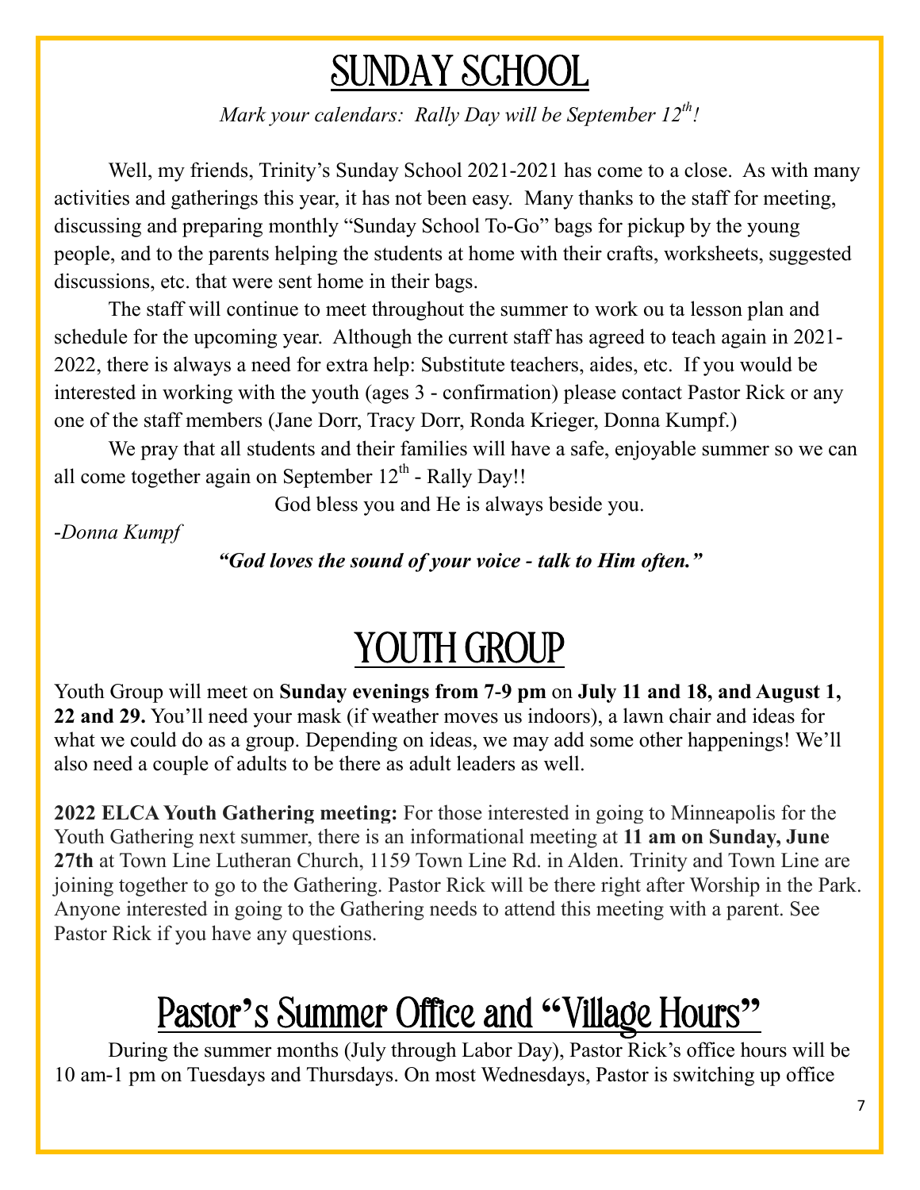# SUNDAY SCHOOL

*Mark your calendars: Rally Day will be September 12th!*

Well, my friends, Trinity's Sunday School 2021-2021 has come to a close. As with many activities and gatherings this year, it has not been easy. Many thanks to the staff for meeting, discussing and preparing monthly "Sunday School To-Go" bags for pickup by the young people, and to the parents helping the students at home with their crafts, worksheets, suggested discussions, etc. that were sent home in their bags.

The staff will continue to meet throughout the summer to work ou ta lesson plan and schedule for the upcoming year. Although the current staff has agreed to teach again in 2021-2022, there is always a need for extra help: Substitute teachers, aides, etc. If you would be interested in working with the youth (ages 3 - confirmation) please contact Pastor Rick or any one of the staff members (Jane Dorr, Tracy Dorr, Ronda Krieger, Donna Kumpf.)

We pray that all students and their families will have a safe, enjoyable summer so we can all come together again on September 12th - Rally Day!!

God bless you and He is always beside you.

*-Donna Kumpf*

***"God loves the sound of your voice - talk to Him often."***

# YOUTH GROUP

Youth Group will meet on **Sunday evenings from 7-9 pm** on **July 11 and 18, and August 1, 22 and 29.** You'll need your mask (if weather moves us indoors), a lawn chair and ideas for what we could do as a group. Depending on ideas, we may add some other happenings! We'll also need a couple of adults to be there as adult leaders as well.

**2022 ELCA Youth Gathering meeting:** For those interested in going to Minneapolis for the Youth Gathering next summer, there is an informational meeting at **11 am on Sunday, June 27th** at Town Line Lutheran Church, 1159 Town Line Rd. in Alden. Trinity and Town Line are joining together to go to the Gathering. Pastor Rick will be there right after Worship in the Park. Anyone interested in going to the Gathering needs to attend this meeting with a parent. See Pastor Rick if you have any questions.

# Pastor's Summer Office and "Village Hours"

During the summer months (July through Labor Day), Pastor Rick's office hours will be 10 am-1 pm on Tuesdays and Thursdays. On most Wednesdays, Pastor is switching up office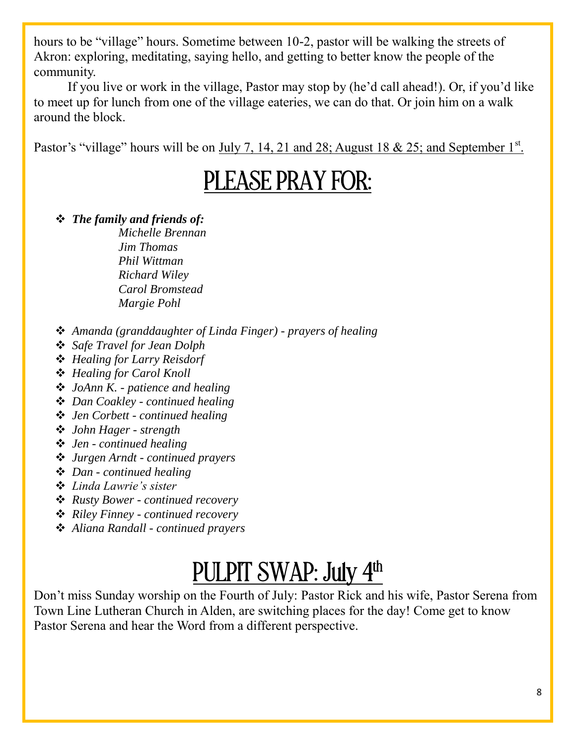hours to be "village" hours. Sometime between 10-2, pastor will be walking the streets of Akron: exploring, meditating, saying hello, and getting to better know the people of the community.

If you live or work in the village, Pastor may stop by (he'd call ahead!). Or, if you'd like to meet up for lunch from one of the village eateries, we can do that. Or join him on a walk around the block.

Pastor's "village" hours will be on July 7, 14, 21 and 28; August 18 & 25; and September 1st.

# PLEASE PRAY FOR:

- ***The family and friends of:***
  - *Michelle Brennan*
  - *Jim Thomas*
  - *Phil Wittman*
  - *Richard Wiley*
  - *Carol Bromstead*
  - *Margie Pohl*
- *Amanda (granddaughter of Linda Finger) - prayers of healing*
- *Safe Travel for Jean Dolph*
- *Healing for Larry Reisdorf*
- *Healing for Carol Knoll*
- *JoAnn K. - patience and healing*
- *Dan Coakley - continued healing*
- *Jen Corbett - continued healing*
- *John Hager - strength*
- *Jen - continued healing*
- *Jurgen Arndt - continued prayers*
- *Dan - continued healing*
- *Linda Lawrie's sister*
- *Rusty Bower - continued recovery*
- *Riley Finney - continued recovery*
- *Aliana Randall - continued prayers*

# PULPIT SWAP: July 4th

Don't miss Sunday worship on the Fourth of July: Pastor Rick and his wife, Pastor Serena from Town Line Lutheran Church in Alden, are switching places for the day! Come get to know Pastor Serena and hear the Word from a different perspective.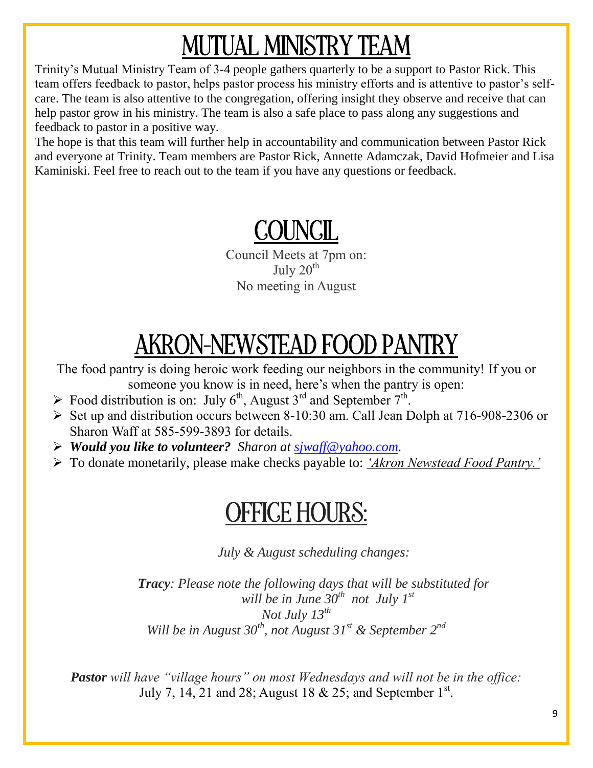# MUTUAL MINISTRY TEAM

Trinity's Mutual Ministry Team of 3-4 people gathers quarterly to be a support to Pastor Rick. This team offers feedback to pastor, helps pastor process his ministry efforts and is attentive to pastor's self-care. The team is also attentive to the congregation, offering insight they observe and receive that can help pastor grow in his ministry. The team is also a safe place to pass along any suggestions and feedback to pastor in a positive way.

The hope is that this team will further help in accountability and communication between Pastor Rick and everyone at Trinity. Team members are Pastor Rick, Annette Adamczak, David Hofmeier and Lisa Kaminiski. Feel free to reach out to the team if you have any questions or feedback.

# COUNCIL

Council Meets at 7pm on:
July 20th
No meeting in August

# AKRON-NEWSTEAD FOOD PANTRY

The food pantry is doing heroic work feeding our neighbors in the community! If you or someone you know is in need, here's when the pantry is open:

- Food distribution is on: July 6th, August 3rd and September 7th.
- Set up and distribution occurs between 8-10:30 am. Call Jean Dolph at 716-908-2306 or Sharon Waff at 585-599-3893 for details.
- ***Would you like to volunteer?*** *Sharon at sjwaff@yahoo.com.*
- To donate monetarily, please make checks payable to: *'Akron Newstead Food Pantry.'*

# OFFICE HOURS:

*July & August scheduling changes:*

***Tracy****: Please note the following days that will be substituted for*
*will be in June 30th not July 1st*
*Not July 13th*
*Will be in August 30th, not August 31st & September 2nd*

***Pastor*** *will have "village hours" on most Wednesdays and will not be in the office:*
July 7, 14, 21 and 28; August 18 & 25; and September 1st.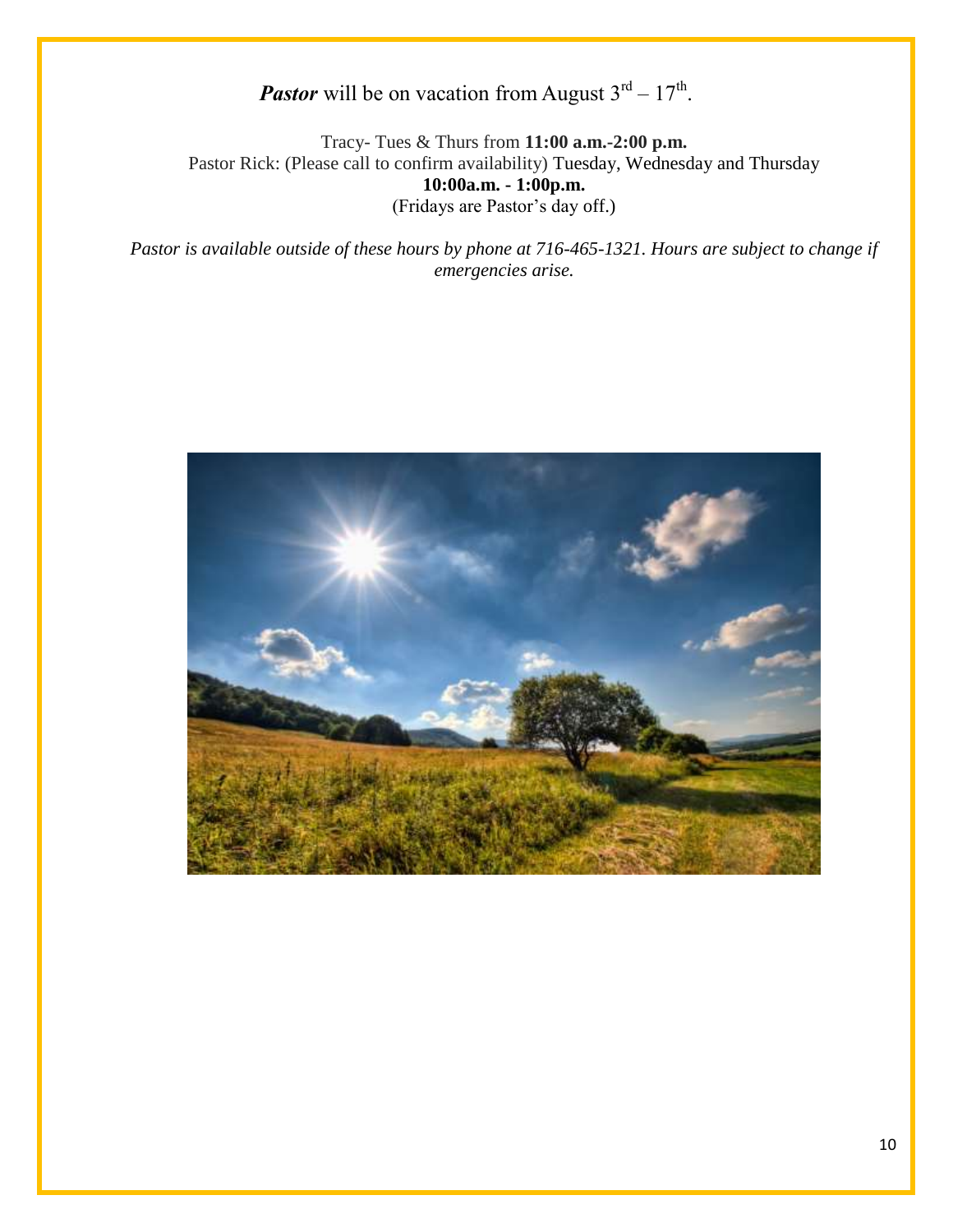***Pastor*** will be on vacation from August 3rd – 17th.

Tracy- Tues & Thurs from **11:00 a.m.-2:00 p.m.**
Pastor Rick: (Please call to confirm availability) Tuesday, Wednesday and Thursday
**10:00a.m. - 1:00p.m.**
(Fridays are Pastor's day off.)

*Pastor is available outside of these hours by phone at 716-465-1321. Hours are subject to change if emergencies arise.*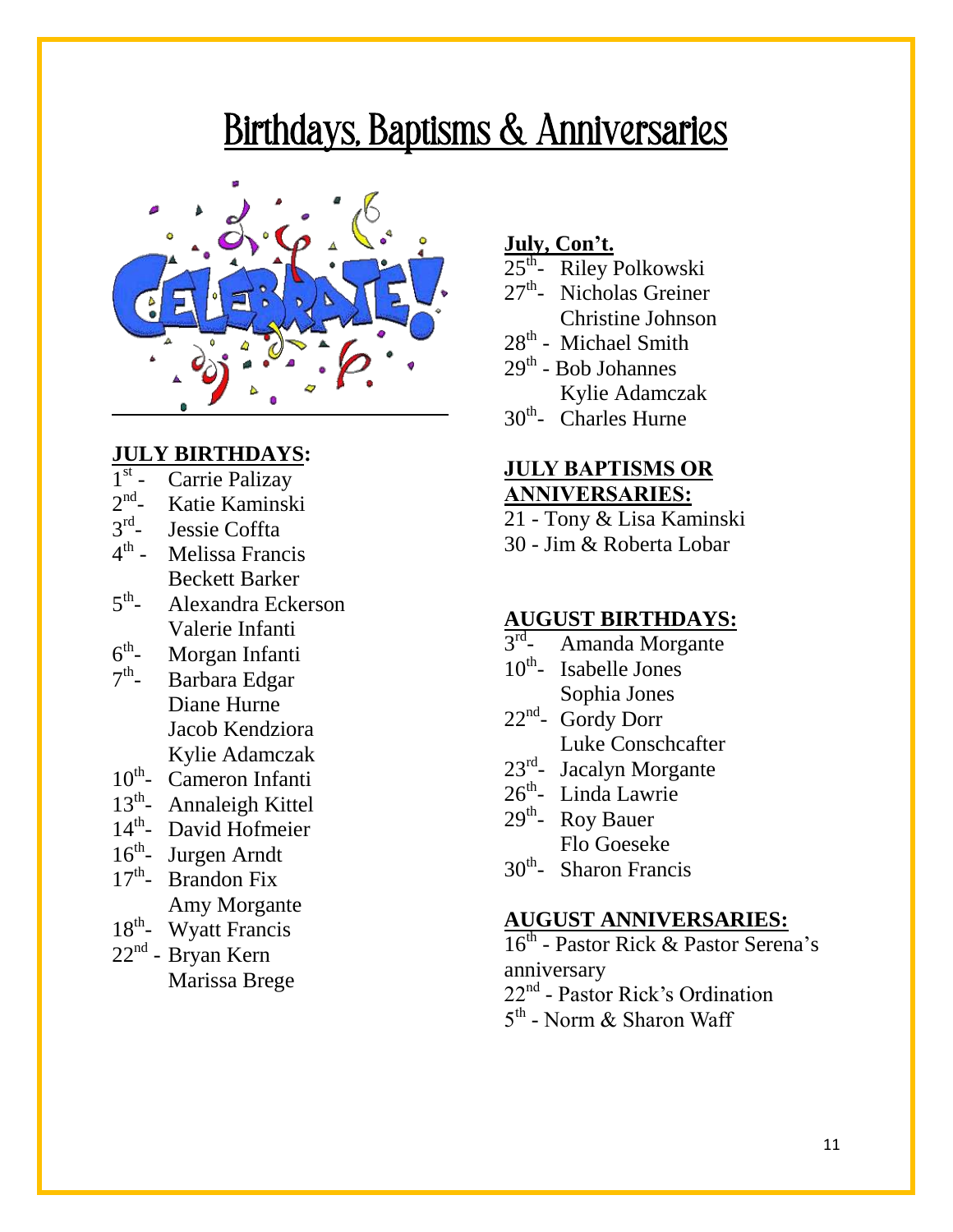# Birthdays, Baptisms & Anniversaries

**JULY BIRTHDAYS:**

1st - Carrie Palizay
2nd- Katie Kaminski
3rd- Jessie Coffta
4th - Melissa Francis
 Beckett Barker
5th- Alexandra Eckerson
 Valerie Infanti
6th- Morgan Infanti
7th- Barbara Edgar
 Diane Hurne
 Jacob Kendziora
 Kylie Adamczak
10th- Cameron Infanti
13th- Annaleigh Kittel
14th- David Hofmeier
16th- Jurgen Arndt
17th- Brandon Fix
 Amy Morgante
18th- Wyatt Francis
22nd - Bryan Kern
 Marissa Brege

**July, Con't.**

25th- Riley Polkowski
27th- Nicholas Greiner
 Christine Johnson
28th - Michael Smith
29th - Bob Johannes
 Kylie Adamczak
30th- Charles Hurne

**JULY BAPTISMS OR ANNIVERSARIES:**

21 - Tony & Lisa Kaminski
30 - Jim & Roberta Lobar

**AUGUST BIRTHDAYS:**

3rd- Amanda Morgante
10th- Isabelle Jones
 Sophia Jones
22nd- Gordy Dorr
 Luke Conschcafter
23rd- Jacalyn Morgante
26th- Linda Lawrie
29th- Roy Bauer
 Flo Goeseke
30th- Sharon Francis

**AUGUST ANNIVERSARIES:**

16th - Pastor Rick & Pastor Serena's anniversary
22nd - Pastor Rick's Ordination
5th - Norm & Sharon Waff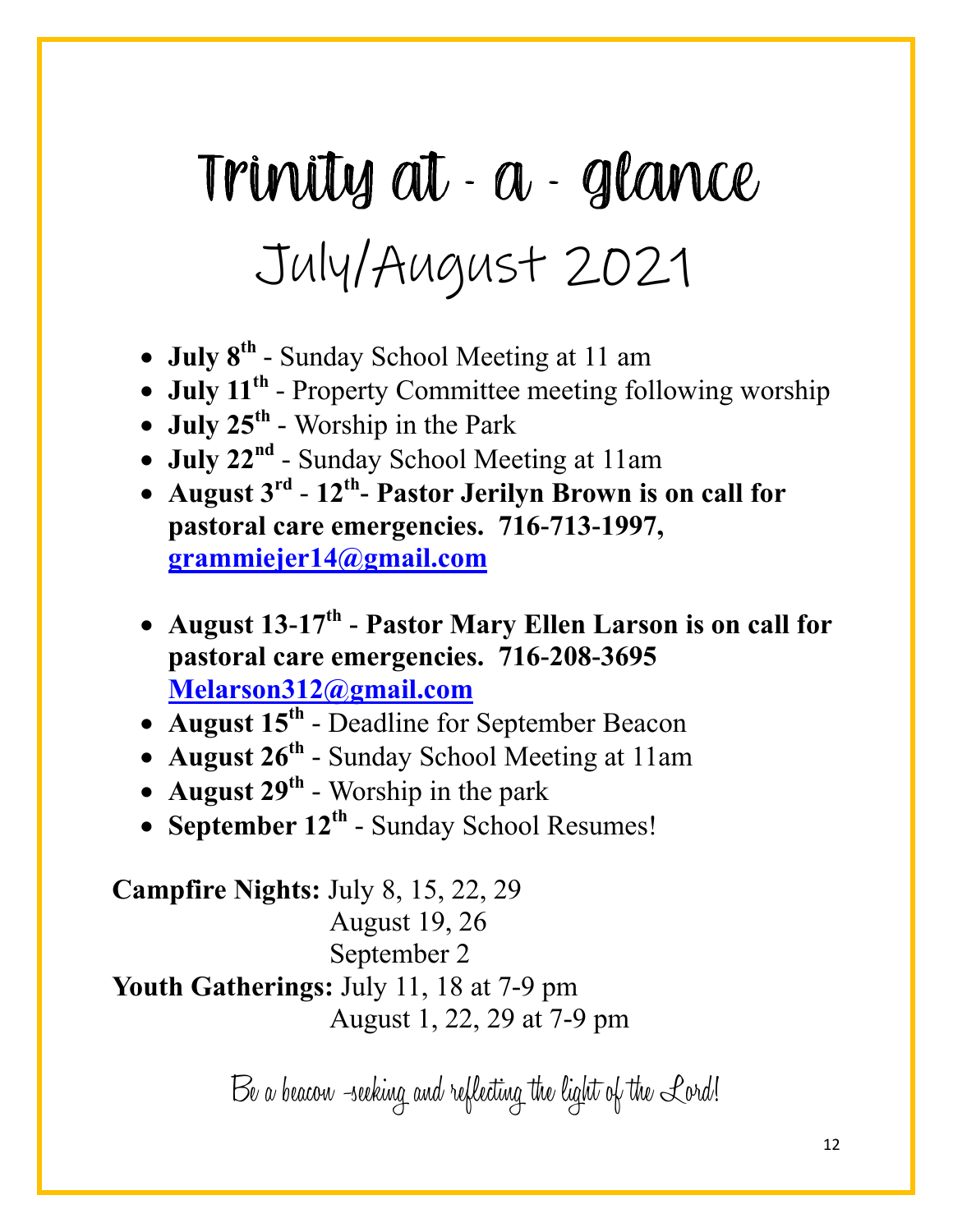# Trinity at - a - glance

## July/August 2021

- **July 8th** - Sunday School Meeting at 11 am
- **July 11th** - Property Committee meeting following worship
- **July 25th** - Worship in the Park
- **July 22nd** - Sunday School Meeting at 11am
- **August 3rd - 12th- Pastor Jerilyn Brown is on call for pastoral care emergencies. 716-713-1997, grammiejer14@gmail.com**
- **August 13-17th - Pastor Mary Ellen Larson is on call for pastoral care emergencies. 716-208-3695 Melarson312@gmail.com**
- **August 15th** - Deadline for September Beacon
- **August 26th** - Sunday School Meeting at 11am
- **August 29th** - Worship in the park
- **September 12th** - Sunday School Resumes!

**Campfire Nights:** July 8, 15, 22, 29
August 19, 26
September 2

**Youth Gatherings:** July 11, 18 at 7-9 pm
August 1, 22, 29 at 7-9 pm

*Be a beacon -seeking and reflecting the light of the Lord!*